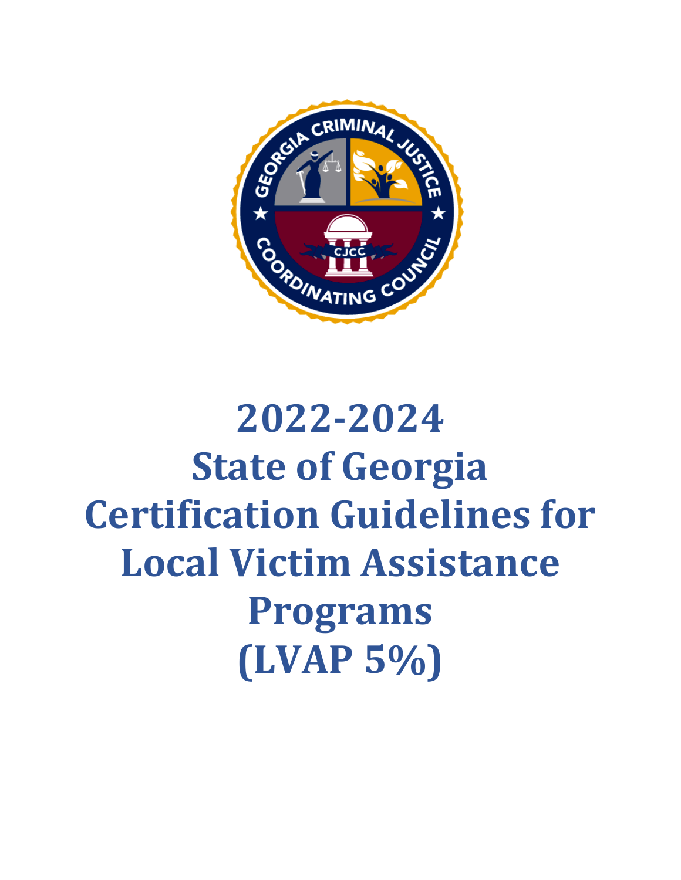# 2022-2024 State of Georgia Certification Guidelines for Local Victim Assistance Programs (LVAP 5%)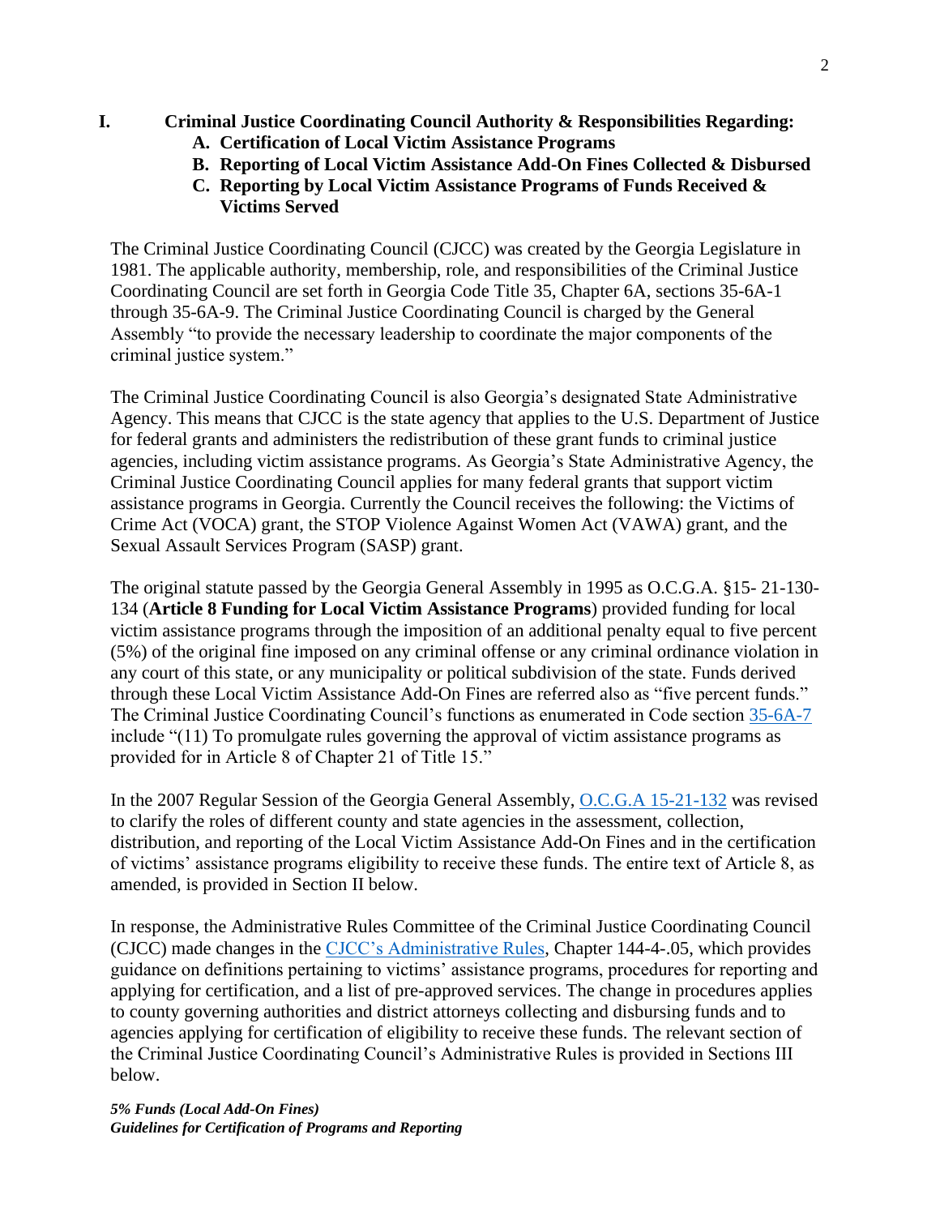## I. Criminal Justice Coordinating Council Authority & Responsibilities Regarding:

**A. Certification of Local Victim Assistance Programs**

**B. Reporting of Local Victim Assistance Add-On Fines Collected & Disbursed**

**C. Reporting by Local Victim Assistance Programs of Funds Received & Victims Served**

The Criminal Justice Coordinating Council (CJCC) was created by the Georgia Legislature in 1981. The applicable authority, membership, role, and responsibilities of the Criminal Justice Coordinating Council are set forth in Georgia Code Title 35, Chapter 6A, sections 35-6A-1 through 35-6A-9. The Criminal Justice Coordinating Council is charged by the General Assembly "to provide the necessary leadership to coordinate the major components of the criminal justice system."

The Criminal Justice Coordinating Council is also Georgia's designated State Administrative Agency. This means that CJCC is the state agency that applies to the U.S. Department of Justice for federal grants and administers the redistribution of these grant funds to criminal justice agencies, including victim assistance programs. As Georgia's State Administrative Agency, the Criminal Justice Coordinating Council applies for many federal grants that support victim assistance programs in Georgia. Currently the Council receives the following: the Victims of Crime Act (VOCA) grant, the STOP Violence Against Women Act (VAWA) grant, and the Sexual Assault Services Program (SASP) grant.

The original statute passed by the Georgia General Assembly in 1995 as O.C.G.A. §15- 21-130-134 (**Article 8 Funding for Local Victim Assistance Programs**) provided funding for local victim assistance programs through the imposition of an additional penalty equal to five percent (5%) of the original fine imposed on any criminal offense or any criminal ordinance violation in any court of this state, or any municipality or political subdivision of the state. Funds derived through these Local Victim Assistance Add-On Fines are referred also as "five percent funds." The Criminal Justice Coordinating Council's functions as enumerated in Code section 35-6A-7 include "(11) To promulgate rules governing the approval of victim assistance programs as provided for in Article 8 of Chapter 21 of Title 15."

In the 2007 Regular Session of the Georgia General Assembly, O.C.G.A 15-21-132 was revised to clarify the roles of different county and state agencies in the assessment, collection, distribution, and reporting of the Local Victim Assistance Add-On Fines and in the certification of victims' assistance programs eligibility to receive these funds. The entire text of Article 8, as amended, is provided in Section II below.

In response, the Administrative Rules Committee of the Criminal Justice Coordinating Council (CJCC) made changes in the CJCC's Administrative Rules, Chapter 144-4-.05, which provides guidance on definitions pertaining to victims' assistance programs, procedures for reporting and applying for certification, and a list of pre-approved services. The change in procedures applies to county governing authorities and district attorneys collecting and disbursing funds and to agencies applying for certification of eligibility to receive these funds. The relevant section of the Criminal Justice Coordinating Council's Administrative Rules is provided in Sections III below.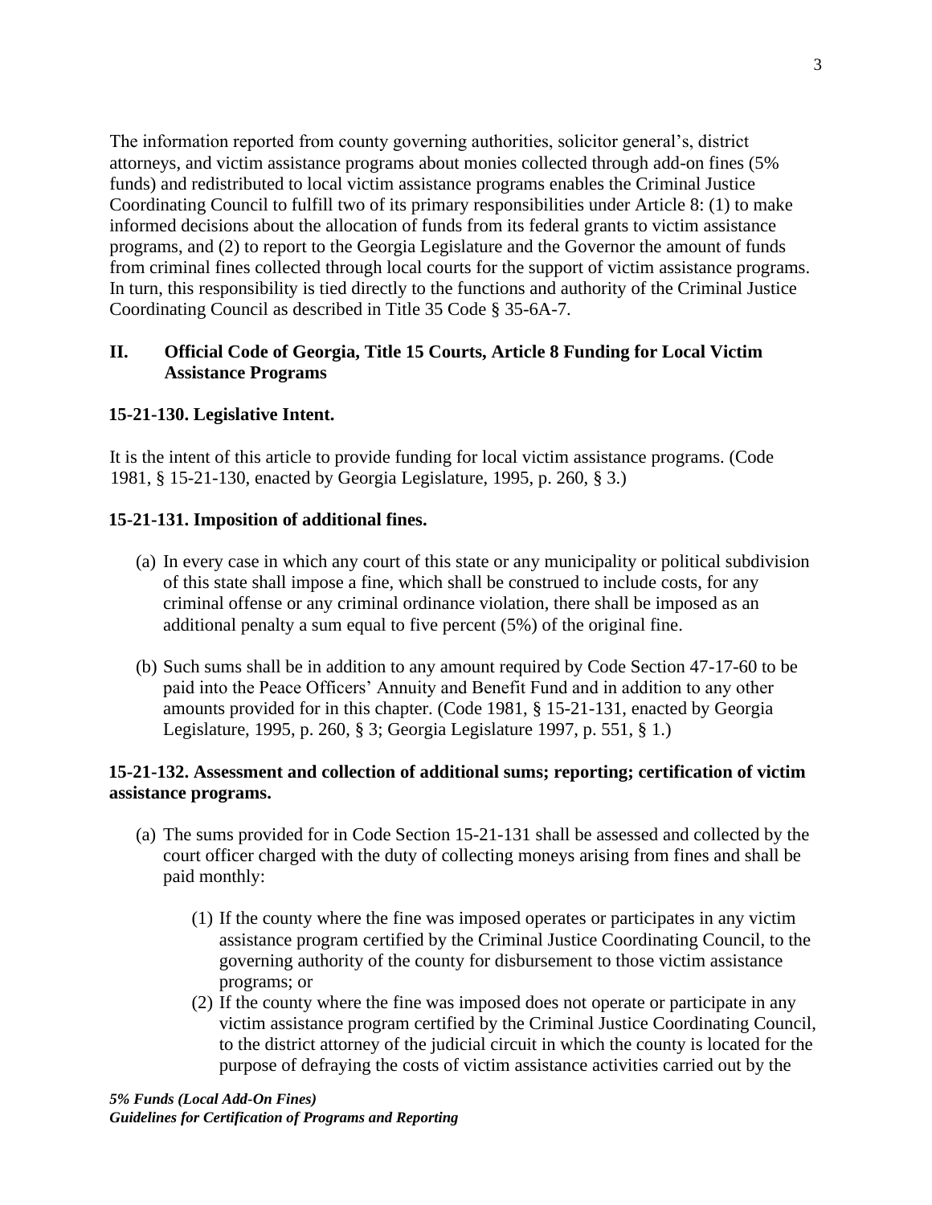The information reported from county governing authorities, solicitor general's, district attorneys, and victim assistance programs about monies collected through add-on fines (5% funds) and redistributed to local victim assistance programs enables the Criminal Justice Coordinating Council to fulfill two of its primary responsibilities under Article 8: (1) to make informed decisions about the allocation of funds from its federal grants to victim assistance programs, and (2) to report to the Georgia Legislature and the Governor the amount of funds from criminal fines collected through local courts for the support of victim assistance programs. In turn, this responsibility is tied directly to the functions and authority of the Criminal Justice Coordinating Council as described in Title 35 Code § 35-6A-7.

## II. Official Code of Georgia, Title 15 Courts, Article 8 Funding for Local Victim Assistance Programs

### 15-21-130. Legislative Intent.

It is the intent of this article to provide funding for local victim assistance programs. (Code 1981, § 15-21-130, enacted by Georgia Legislature, 1995, p. 260, § 3.)

### 15-21-131. Imposition of additional fines.

(a) In every case in which any court of this state or any municipality or political subdivision of this state shall impose a fine, which shall be construed to include costs, for any criminal offense or any criminal ordinance violation, there shall be imposed as an additional penalty a sum equal to five percent (5%) of the original fine.

(b) Such sums shall be in addition to any amount required by Code Section 47-17-60 to be paid into the Peace Officers' Annuity and Benefit Fund and in addition to any other amounts provided for in this chapter. (Code 1981, § 15-21-131, enacted by Georgia Legislature, 1995, p. 260, § 3; Georgia Legislature 1997, p. 551, § 1.)

### 15-21-132. Assessment and collection of additional sums; reporting; certification of victim assistance programs.

(a) The sums provided for in Code Section 15-21-131 shall be assessed and collected by the court officer charged with the duty of collecting moneys arising from fines and shall be paid monthly:

   (1) If the county where the fine was imposed operates or participates in any victim assistance program certified by the Criminal Justice Coordinating Council, to the governing authority of the county for disbursement to those victim assistance programs; or

   (2) If the county where the fine was imposed does not operate or participate in any victim assistance program certified by the Criminal Justice Coordinating Council, to the district attorney of the judicial circuit in which the county is located for the purpose of defraying the costs of victim assistance activities carried out by the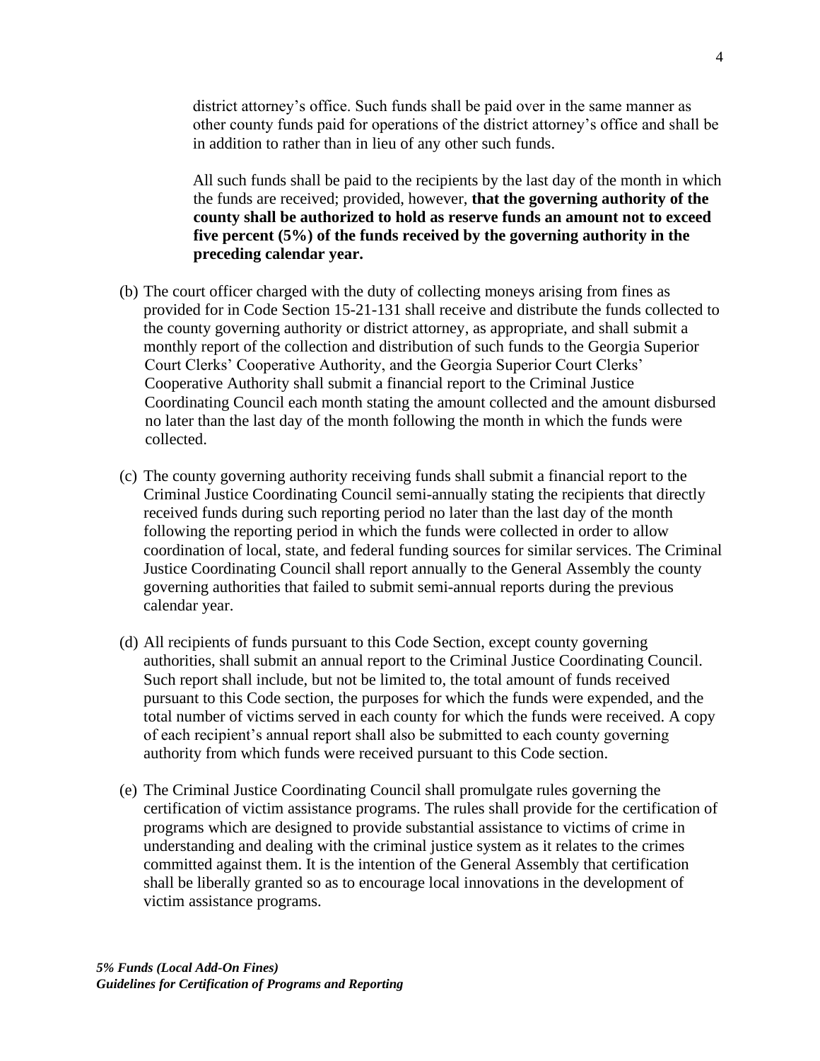district attorney's office. Such funds shall be paid over in the same manner as other county funds paid for operations of the district attorney's office and shall be in addition to rather than in lieu of any other such funds.

All such funds shall be paid to the recipients by the last day of the month in which the funds are received; provided, however, **that the governing authority of the county shall be authorized to hold as reserve funds an amount not to exceed five percent (5%) of the funds received by the governing authority in the preceding calendar year.**

(b) The court officer charged with the duty of collecting moneys arising from fines as provided for in Code Section 15-21-131 shall receive and distribute the funds collected to the county governing authority or district attorney, as appropriate, and shall submit a monthly report of the collection and distribution of such funds to the Georgia Superior Court Clerks' Cooperative Authority, and the Georgia Superior Court Clerks' Cooperative Authority shall submit a financial report to the Criminal Justice Coordinating Council each month stating the amount collected and the amount disbursed no later than the last day of the month following the month in which the funds were collected.

(c) The county governing authority receiving funds shall submit a financial report to the Criminal Justice Coordinating Council semi-annually stating the recipients that directly received funds during such reporting period no later than the last day of the month following the reporting period in which the funds were collected in order to allow coordination of local, state, and federal funding sources for similar services. The Criminal Justice Coordinating Council shall report annually to the General Assembly the county governing authorities that failed to submit semi-annual reports during the previous calendar year.

(d) All recipients of funds pursuant to this Code Section, except county governing authorities, shall submit an annual report to the Criminal Justice Coordinating Council. Such report shall include, but not be limited to, the total amount of funds received pursuant to this Code section, the purposes for which the funds were expended, and the total number of victims served in each county for which the funds were received. A copy of each recipient's annual report shall also be submitted to each county governing authority from which funds were received pursuant to this Code section.

(e) The Criminal Justice Coordinating Council shall promulgate rules governing the certification of victim assistance programs. The rules shall provide for the certification of programs which are designed to provide substantial assistance to victims of crime in understanding and dealing with the criminal justice system as it relates to the crimes committed against them. It is the intention of the General Assembly that certification shall be liberally granted so as to encourage local innovations in the development of victim assistance programs.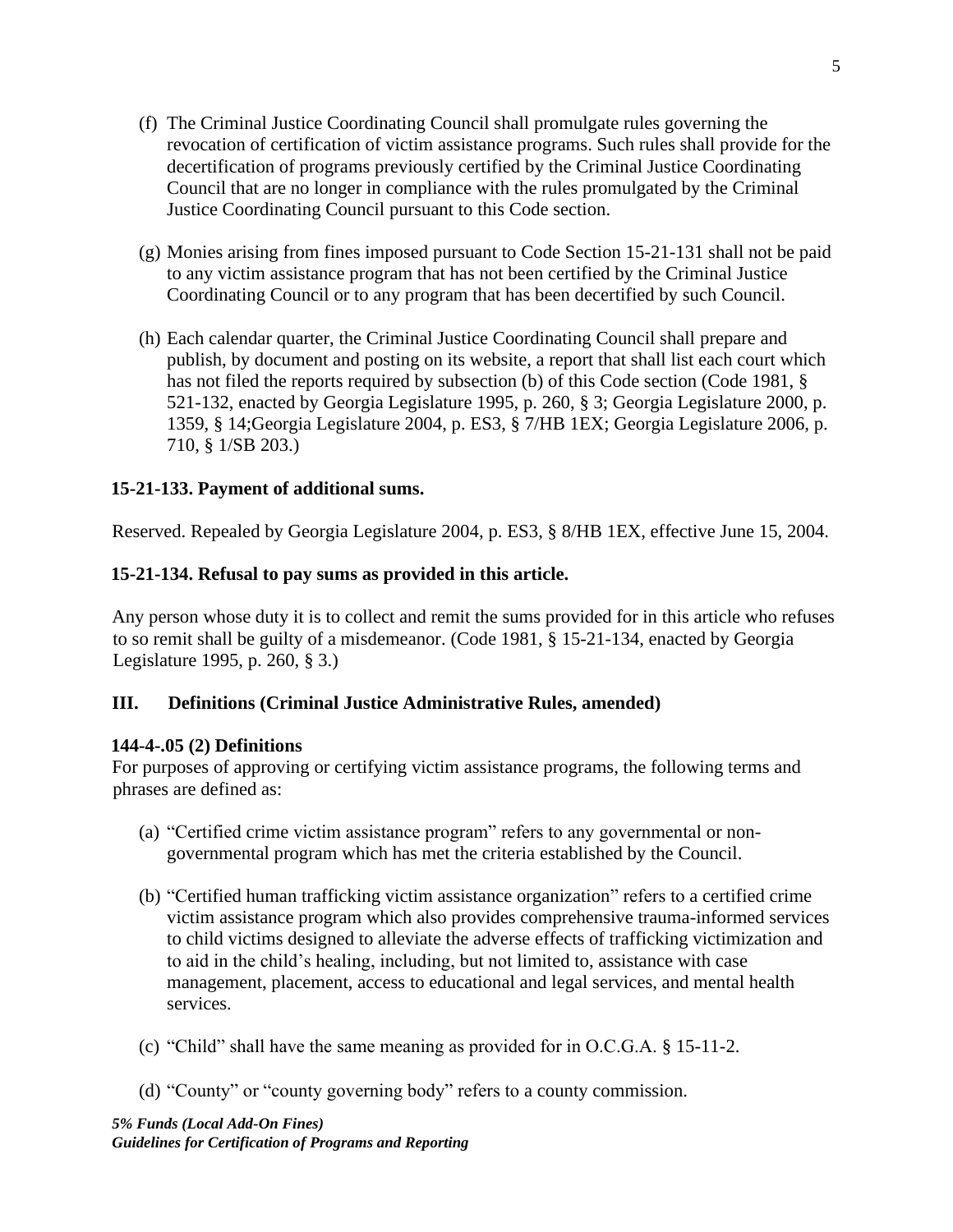(f) The Criminal Justice Coordinating Council shall promulgate rules governing the revocation of certification of victim assistance programs. Such rules shall provide for the decertification of programs previously certified by the Criminal Justice Coordinating Council that are no longer in compliance with the rules promulgated by the Criminal Justice Coordinating Council pursuant to this Code section.

(g) Monies arising from fines imposed pursuant to Code Section 15-21-131 shall not be paid to any victim assistance program that has not been certified by the Criminal Justice Coordinating Council or to any program that has been decertified by such Council.

(h) Each calendar quarter, the Criminal Justice Coordinating Council shall prepare and publish, by document and posting on its website, a report that shall list each court which has not filed the reports required by subsection (b) of this Code section (Code 1981, § 521-132, enacted by Georgia Legislature 1995, p. 260, § 3; Georgia Legislature 2000, p. 1359, § 14;Georgia Legislature 2004, p. ES3, § 7/HB 1EX; Georgia Legislature 2006, p. 710, § 1/SB 203.)

**15-21-133. Payment of additional sums.**

Reserved. Repealed by Georgia Legislature 2004, p. ES3, § 8/HB 1EX, effective June 15, 2004.

**15-21-134. Refusal to pay sums as provided in this article.**

Any person whose duty it is to collect and remit the sums provided for in this article who refuses to so remit shall be guilty of a misdemeanor. (Code 1981, § 15-21-134, enacted by Georgia Legislature 1995, p. 260, § 3.)

## III. Definitions (Criminal Justice Administrative Rules, amended)

**144-4-.05 (2) Definitions**

For purposes of approving or certifying victim assistance programs, the following terms and phrases are defined as:

(a) "Certified crime victim assistance program" refers to any governmental or non-governmental program which has met the criteria established by the Council.

(b) "Certified human trafficking victim assistance organization" refers to a certified crime victim assistance program which also provides comprehensive trauma-informed services to child victims designed to alleviate the adverse effects of trafficking victimization and to aid in the child's healing, including, but not limited to, assistance with case management, placement, access to educational and legal services, and mental health services.

(c) "Child" shall have the same meaning as provided for in O.C.G.A. § 15-11-2.

(d) "County" or "county governing body" refers to a county commission.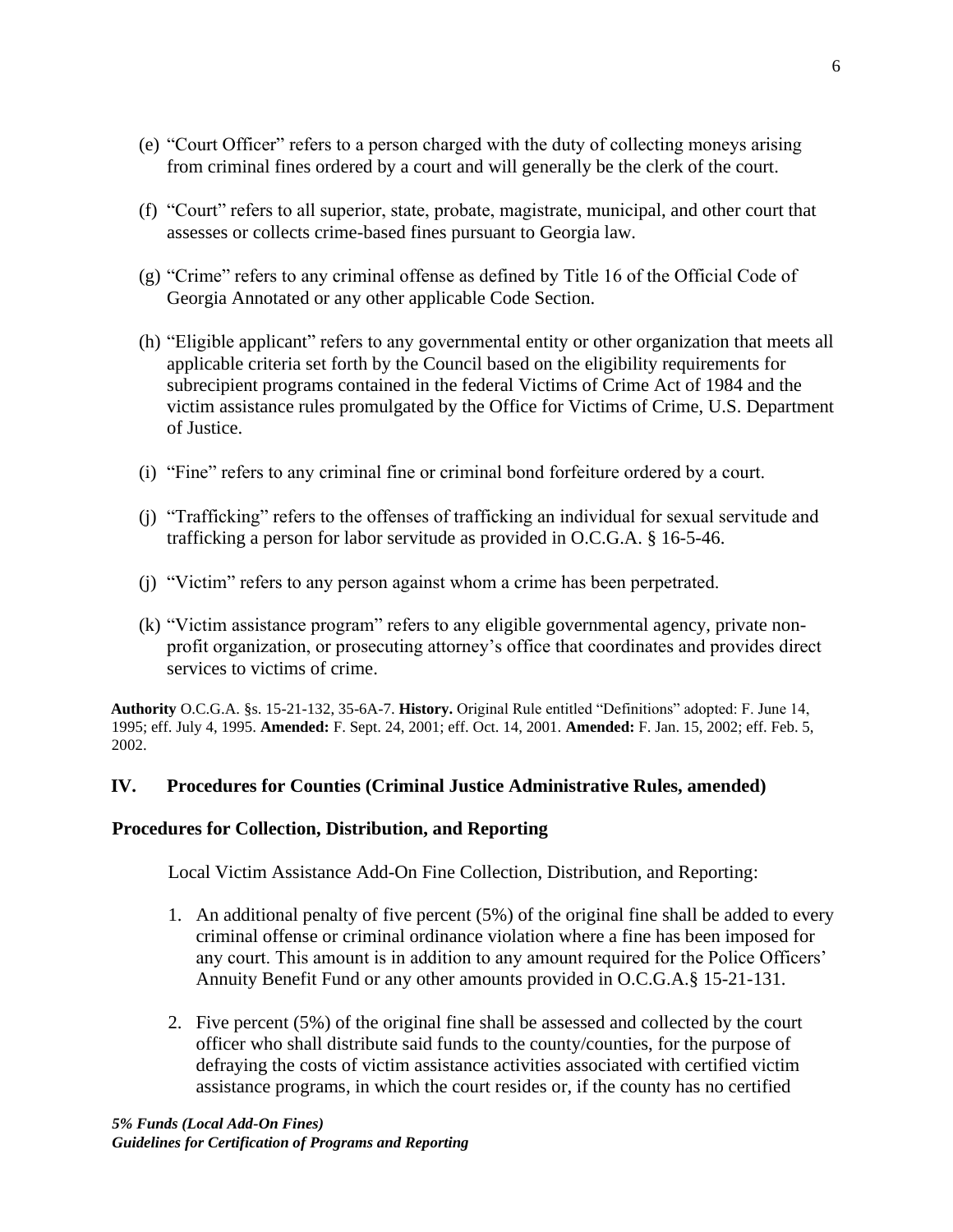(e) “Court Officer” refers to a person charged with the duty of collecting moneys arising from criminal fines ordered by a court and will generally be the clerk of the court.

(f) “Court” refers to all superior, state, probate, magistrate, municipal, and other court that assesses or collects crime-based fines pursuant to Georgia law.

(g) “Crime” refers to any criminal offense as defined by Title 16 of the Official Code of Georgia Annotated or any other applicable Code Section.

(h) “Eligible applicant” refers to any governmental entity or other organization that meets all applicable criteria set forth by the Council based on the eligibility requirements for subrecipient programs contained in the federal Victims of Crime Act of 1984 and the victim assistance rules promulgated by the Office for Victims of Crime, U.S. Department of Justice.

(i) “Fine” refers to any criminal fine or criminal bond forfeiture ordered by a court.

(j) “Trafficking” refers to the offenses of trafficking an individual for sexual servitude and trafficking a person for labor servitude as provided in O.C.G.A. § 16-5-46.

(j) “Victim” refers to any person against whom a crime has been perpetrated.

(k) “Victim assistance program” refers to any eligible governmental agency, private non-profit organization, or prosecuting attorney’s office that coordinates and provides direct services to victims of crime.

**Authority** O.C.G.A. §s. 15-21-132, 35-6A-7. **History.** Original Rule entitled “Definitions” adopted: F. June 14, 1995; eff. July 4, 1995. **Amended:** F. Sept. 24, 2001; eff. Oct. 14, 2001. **Amended:** F. Jan. 15, 2002; eff. Feb. 5, 2002.

## IV. Procedures for Counties (Criminal Justice Administrative Rules, amended)

### Procedures for Collection, Distribution, and Reporting

Local Victim Assistance Add-On Fine Collection, Distribution, and Reporting:

1. An additional penalty of five percent (5%) of the original fine shall be added to every criminal offense or criminal ordinance violation where a fine has been imposed for any court. This amount is in addition to any amount required for the Police Officers’ Annuity Benefit Fund or any other amounts provided in O.C.G.A.§ 15-21-131.

2. Five percent (5%) of the original fine shall be assessed and collected by the court officer who shall distribute said funds to the county/counties, for the purpose of defraying the costs of victim assistance activities associated with certified victim assistance programs, in which the court resides or, if the county has no certified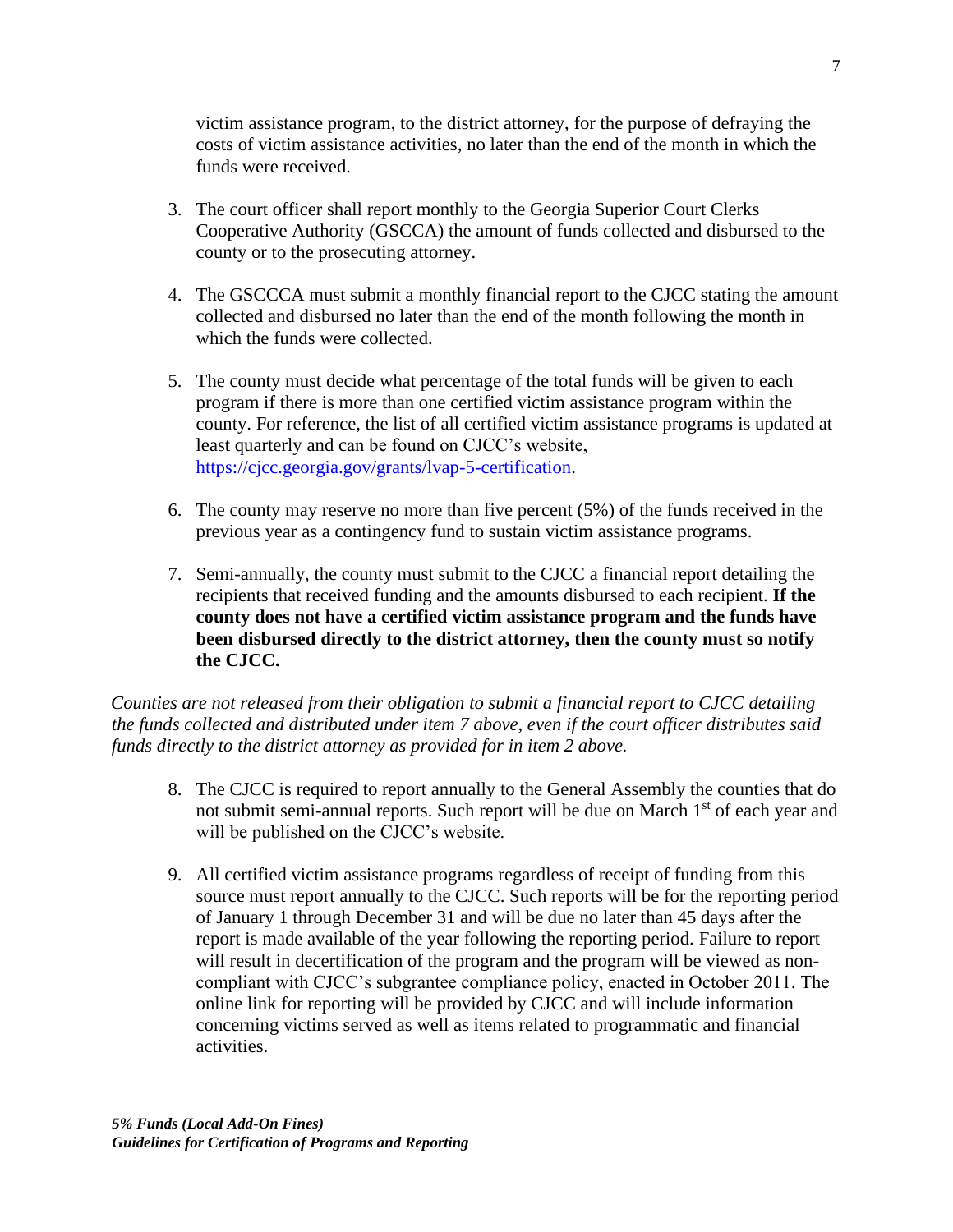victim assistance program, to the district attorney, for the purpose of defraying the costs of victim assistance activities, no later than the end of the month in which the funds were received.

3. The court officer shall report monthly to the Georgia Superior Court Clerks Cooperative Authority (GSCCA) the amount of funds collected and disbursed to the county or to the prosecuting attorney.

4. The GSCCCA must submit a monthly financial report to the CJCC stating the amount collected and disbursed no later than the end of the month following the month in which the funds were collected.

5. The county must decide what percentage of the total funds will be given to each program if there is more than one certified victim assistance program within the county. For reference, the list of all certified victim assistance programs is updated at least quarterly and can be found on CJCC's website, [https://cjcc.georgia.gov/grants/lvap-5-certification](https://cjcc.georgia.gov/grants/lvap-5-certification).

6. The county may reserve no more than five percent (5%) of the funds received in the previous year as a contingency fund to sustain victim assistance programs.

7. Semi-annually, the county must submit to the CJCC a financial report detailing the recipients that received funding and the amounts disbursed to each recipient. **If the county does not have a certified victim assistance program and the funds have been disbursed directly to the district attorney, then the county must so notify the CJCC.**

*Counties are not released from their obligation to submit a financial report to CJCC detailing the funds collected and distributed under item 7 above, even if the court officer distributes said funds directly to the district attorney as provided for in item 2 above.*

8. The CJCC is required to report annually to the General Assembly the counties that do not submit semi-annual reports. Such report will be due on March 1st of each year and will be published on the CJCC's website.

9. All certified victim assistance programs regardless of receipt of funding from this source must report annually to the CJCC. Such reports will be for the reporting period of January 1 through December 31 and will be due no later than 45 days after the report is made available of the year following the reporting period. Failure to report will result in decertification of the program and the program will be viewed as non-compliant with CJCC's subgrantee compliance policy, enacted in October 2011. The online link for reporting will be provided by CJCC and will include information concerning victims served as well as items related to programmatic and financial activities.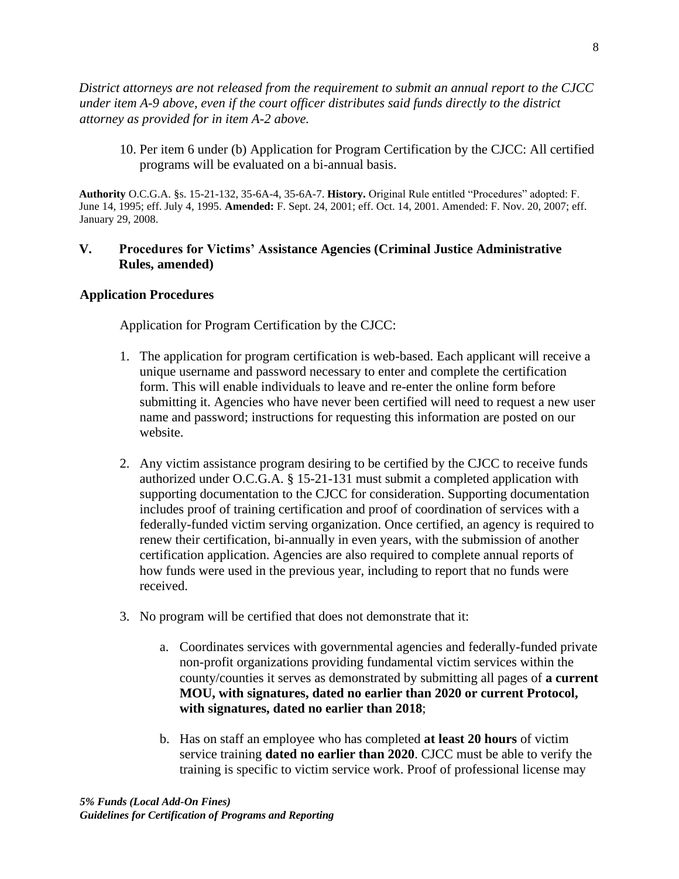*District attorneys are not released from the requirement to submit an annual report to the CJCC under item A-9 above, even if the court officer distributes said funds directly to the district attorney as provided for in item A-2 above.*

10. Per item 6 under (b) Application for Program Certification by the CJCC: All certified programs will be evaluated on a bi-annual basis.

**Authority** O.C.G.A. §s. 15-21-132, 35-6A-4, 35-6A-7. **History.** Original Rule entitled "Procedures" adopted: F. June 14, 1995; eff. July 4, 1995. **Amended:** F. Sept. 24, 2001; eff. Oct. 14, 2001. Amended: F. Nov. 20, 2007; eff. January 29, 2008.

## V. Procedures for Victims' Assistance Agencies (Criminal Justice Administrative Rules, amended)

### Application Procedures

Application for Program Certification by the CJCC:

1. The application for program certification is web-based. Each applicant will receive a unique username and password necessary to enter and complete the certification form. This will enable individuals to leave and re-enter the online form before submitting it. Agencies who have never been certified will need to request a new user name and password; instructions for requesting this information are posted on our website.

2. Any victim assistance program desiring to be certified by the CJCC to receive funds authorized under O.C.G.A. § 15-21-131 must submit a completed application with supporting documentation to the CJCC for consideration. Supporting documentation includes proof of training certification and proof of coordination of services with a federally-funded victim serving organization. Once certified, an agency is required to renew their certification, bi-annually in even years, with the submission of another certification application. Agencies are also required to complete annual reports of how funds were used in the previous year, including to report that no funds were received.

3. No program will be certified that does not demonstrate that it:

   a. Coordinates services with governmental agencies and federally-funded private non-profit organizations providing fundamental victim services within the county/counties it serves as demonstrated by submitting all pages of **a current MOU, with signatures, dated no earlier than 2020 or current Protocol, with signatures, dated no earlier than 2018**;

   b. Has on staff an employee who has completed **at least 20 hours** of victim service training **dated no earlier than 2020**. CJCC must be able to verify the training is specific to victim service work. Proof of professional license may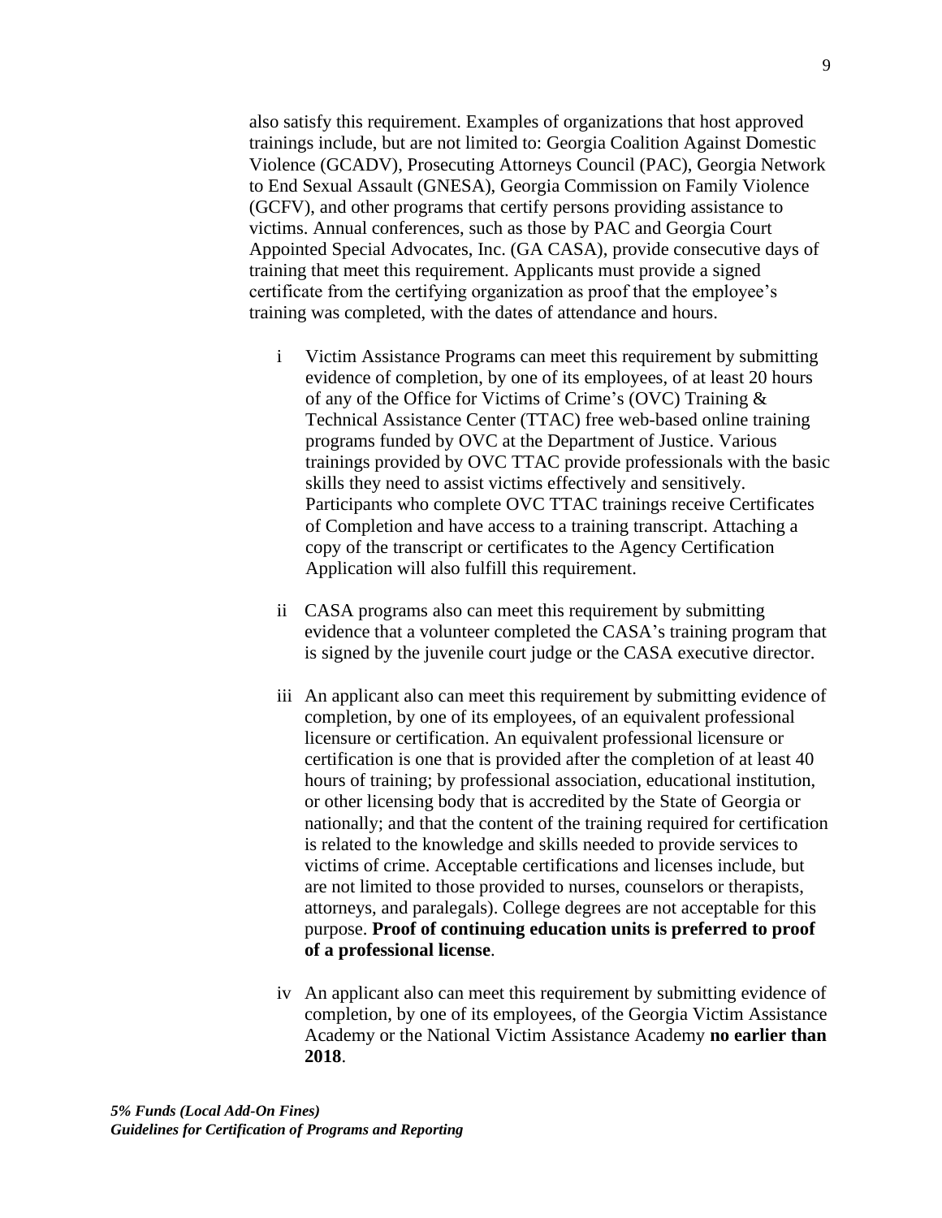also satisfy this requirement. Examples of organizations that host approved trainings include, but are not limited to: Georgia Coalition Against Domestic Violence (GCADV), Prosecuting Attorneys Council (PAC), Georgia Network to End Sexual Assault (GNESA), Georgia Commission on Family Violence (GCFV), and other programs that certify persons providing assistance to victims. Annual conferences, such as those by PAC and Georgia Court Appointed Special Advocates, Inc. (GA CASA), provide consecutive days of training that meet this requirement. Applicants must provide a signed certificate from the certifying organization as proof that the employee's training was completed, with the dates of attendance and hours.

i Victim Assistance Programs can meet this requirement by submitting evidence of completion, by one of its employees, of at least 20 hours of any of the Office for Victims of Crime's (OVC) Training & Technical Assistance Center (TTAC) free web-based online training programs funded by OVC at the Department of Justice. Various trainings provided by OVC TTAC provide professionals with the basic skills they need to assist victims effectively and sensitively. Participants who complete OVC TTAC trainings receive Certificates of Completion and have access to a training transcript. Attaching a copy of the transcript or certificates to the Agency Certification Application will also fulfill this requirement.

ii CASA programs also can meet this requirement by submitting evidence that a volunteer completed the CASA's training program that is signed by the juvenile court judge or the CASA executive director.

iii An applicant also can meet this requirement by submitting evidence of completion, by one of its employees, of an equivalent professional licensure or certification. An equivalent professional licensure or certification is one that is provided after the completion of at least 40 hours of training; by professional association, educational institution, or other licensing body that is accredited by the State of Georgia or nationally; and that the content of the training required for certification is related to the knowledge and skills needed to provide services to victims of crime. Acceptable certifications and licenses include, but are not limited to those provided to nurses, counselors or therapists, attorneys, and paralegals). College degrees are not acceptable for this purpose. **Proof of continuing education units is preferred to proof of a professional license**.

iv An applicant also can meet this requirement by submitting evidence of completion, by one of its employees, of the Georgia Victim Assistance Academy or the National Victim Assistance Academy **no earlier than 2018**.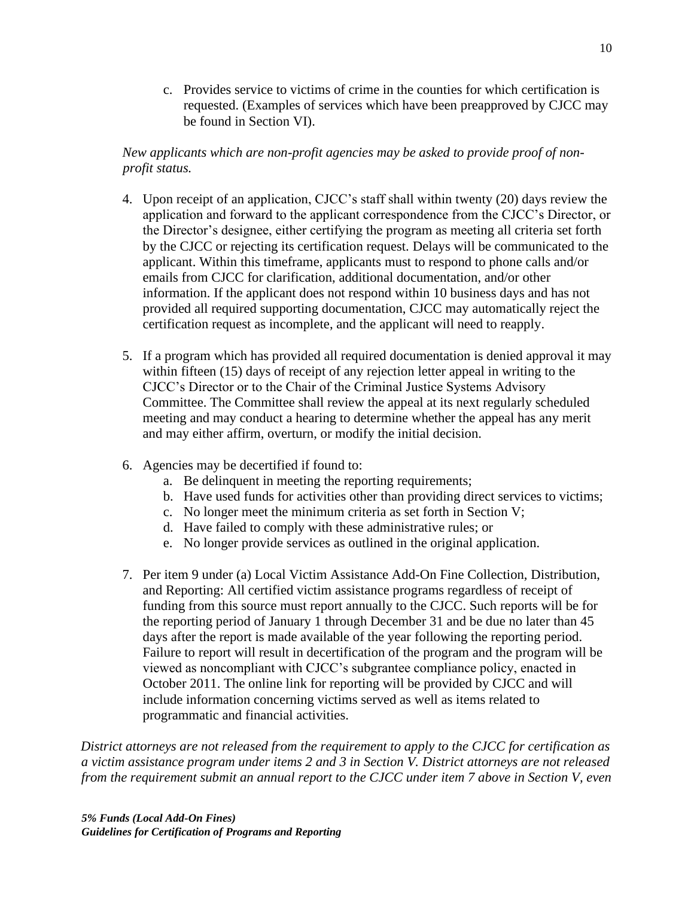c. Provides service to victims of crime in the counties for which certification is requested. (Examples of services which have been preapproved by CJCC may be found in Section VI).

*New applicants which are non-profit agencies may be asked to provide proof of non-profit status.*

4. Upon receipt of an application, CJCC's staff shall within twenty (20) days review the application and forward to the applicant correspondence from the CJCC's Director, or the Director's designee, either certifying the program as meeting all criteria set forth by the CJCC or rejecting its certification request. Delays will be communicated to the applicant. Within this timeframe, applicants must to respond to phone calls and/or emails from CJCC for clarification, additional documentation, and/or other information. If the applicant does not respond within 10 business days and has not provided all required supporting documentation, CJCC may automatically reject the certification request as incomplete, and the applicant will need to reapply.

5. If a program which has provided all required documentation is denied approval it may within fifteen (15) days of receipt of any rejection letter appeal in writing to the CJCC's Director or to the Chair of the Criminal Justice Systems Advisory Committee. The Committee shall review the appeal at its next regularly scheduled meeting and may conduct a hearing to determine whether the appeal has any merit and may either affirm, overturn, or modify the initial decision.

6. Agencies may be decertified if found to:
   a. Be delinquent in meeting the reporting requirements;
   b. Have used funds for activities other than providing direct services to victims;
   c. No longer meet the minimum criteria as set forth in Section V;
   d. Have failed to comply with these administrative rules; or
   e. No longer provide services as outlined in the original application.

7. Per item 9 under (a) Local Victim Assistance Add-On Fine Collection, Distribution, and Reporting: All certified victim assistance programs regardless of receipt of funding from this source must report annually to the CJCC. Such reports will be for the reporting period of January 1 through December 31 and be due no later than 45 days after the report is made available of the year following the reporting period. Failure to report will result in decertification of the program and the program will be viewed as noncompliant with CJCC's subgrantee compliance policy, enacted in October 2011. The online link for reporting will be provided by CJCC and will include information concerning victims served as well as items related to programmatic and financial activities.

*District attorneys are not released from the requirement to apply to the CJCC for certification as a victim assistance program under items 2 and 3 in Section V. District attorneys are not released from the requirement submit an annual report to the CJCC under item 7 above in Section V, even*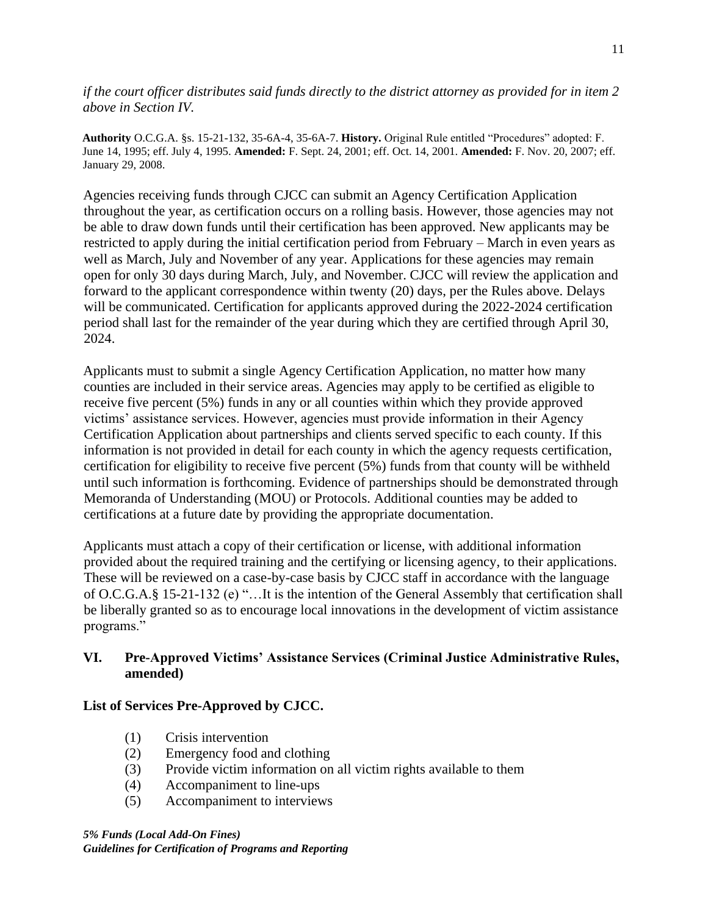*if the court officer distributes said funds directly to the district attorney as provided for in item 2 above in Section IV.*

**Authority** O.C.G.A. §s. 15-21-132, 35-6A-4, 35-6A-7. **History.** Original Rule entitled "Procedures" adopted: F. June 14, 1995; eff. July 4, 1995. **Amended:** F. Sept. 24, 2001; eff. Oct. 14, 2001. **Amended:** F. Nov. 20, 2007; eff. January 29, 2008.

Agencies receiving funds through CJCC can submit an Agency Certification Application throughout the year, as certification occurs on a rolling basis. However, those agencies may not be able to draw down funds until their certification has been approved. New applicants may be restricted to apply during the initial certification period from February – March in even years as well as March, July and November of any year. Applications for these agencies may remain open for only 30 days during March, July, and November. CJCC will review the application and forward to the applicant correspondence within twenty (20) days, per the Rules above. Delays will be communicated. Certification for applicants approved during the 2022-2024 certification period shall last for the remainder of the year during which they are certified through April 30, 2024.

Applicants must to submit a single Agency Certification Application, no matter how many counties are included in their service areas. Agencies may apply to be certified as eligible to receive five percent (5%) funds in any or all counties within which they provide approved victims' assistance services. However, agencies must provide information in their Agency Certification Application about partnerships and clients served specific to each county. If this information is not provided in detail for each county in which the agency requests certification, certification for eligibility to receive five percent (5%) funds from that county will be withheld until such information is forthcoming. Evidence of partnerships should be demonstrated through Memoranda of Understanding (MOU) or Protocols. Additional counties may be added to certifications at a future date by providing the appropriate documentation.

Applicants must attach a copy of their certification or license, with additional information provided about the required training and the certifying or licensing agency, to their applications. These will be reviewed on a case-by-case basis by CJCC staff in accordance with the language of O.C.G.A.§ 15-21-132 (e) "…It is the intention of the General Assembly that certification shall be liberally granted so as to encourage local innovations in the development of victim assistance programs."

## VI. Pre-Approved Victims' Assistance Services (Criminal Justice Administrative Rules, amended)

**List of Services Pre-Approved by CJCC.**

(1) Crisis intervention
(2) Emergency food and clothing
(3) Provide victim information on all victim rights available to them
(4) Accompaniment to line-ups
(5) Accompaniment to interviews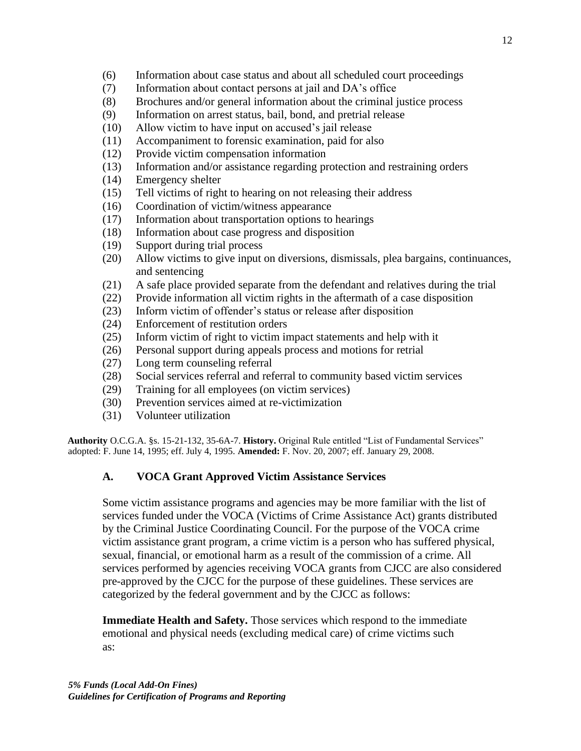(6) Information about case status and about all scheduled court proceedings
(7) Information about contact persons at jail and DA's office
(8) Brochures and/or general information about the criminal justice process
(9) Information on arrest status, bail, bond, and pretrial release
(10) Allow victim to have input on accused's jail release
(11) Accompaniment to forensic examination, paid for also
(12) Provide victim compensation information
(13) Information and/or assistance regarding protection and restraining orders
(14) Emergency shelter
(15) Tell victims of right to hearing on not releasing their address
(16) Coordination of victim/witness appearance
(17) Information about transportation options to hearings
(18) Information about case progress and disposition
(19) Support during trial process
(20) Allow victims to give input on diversions, dismissals, plea bargains, continuances, and sentencing
(21) A safe place provided separate from the defendant and relatives during the trial
(22) Provide information all victim rights in the aftermath of a case disposition
(23) Inform victim of offender's status or release after disposition
(24) Enforcement of restitution orders
(25) Inform victim of right to victim impact statements and help with it
(26) Personal support during appeals process and motions for retrial
(27) Long term counseling referral
(28) Social services referral and referral to community based victim services
(29) Training for all employees (on victim services)
(30) Prevention services aimed at re-victimization
(31) Volunteer utilization

**Authority** O.C.G.A. §s. 15-21-132, 35-6A-7. **History.** Original Rule entitled "List of Fundamental Services" adopted: F. June 14, 1995; eff. July 4, 1995. **Amended:** F. Nov. 20, 2007; eff. January 29, 2008.

### A. VOCA Grant Approved Victim Assistance Services

Some victim assistance programs and agencies may be more familiar with the list of services funded under the VOCA (Victims of Crime Assistance Act) grants distributed by the Criminal Justice Coordinating Council. For the purpose of the VOCA crime victim assistance grant program, a crime victim is a person who has suffered physical, sexual, financial, or emotional harm as a result of the commission of a crime. All services performed by agencies receiving VOCA grants from CJCC are also considered pre-approved by the CJCC for the purpose of these guidelines. These services are categorized by the federal government and by the CJCC as follows:

**Immediate Health and Safety.** Those services which respond to the immediate emotional and physical needs (excluding medical care) of crime victims such as: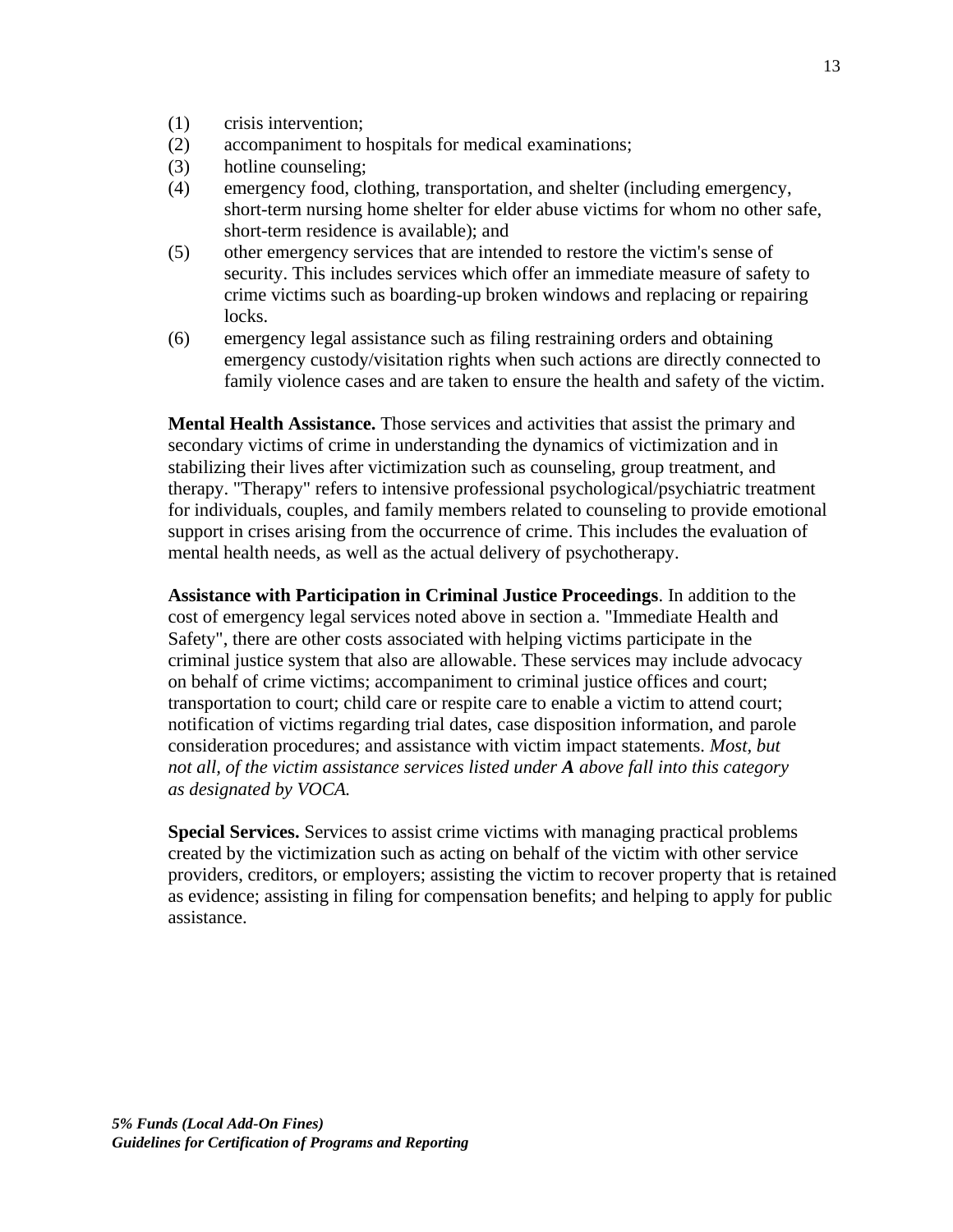(1) crisis intervention;
(2) accompaniment to hospitals for medical examinations;
(3) hotline counseling;
(4) emergency food, clothing, transportation, and shelter (including emergency, short-term nursing home shelter for elder abuse victims for whom no other safe, short-term residence is available); and
(5) other emergency services that are intended to restore the victim's sense of security. This includes services which offer an immediate measure of safety to crime victims such as boarding-up broken windows and replacing or repairing locks.
(6) emergency legal assistance such as filing restraining orders and obtaining emergency custody/visitation rights when such actions are directly connected to family violence cases and are taken to ensure the health and safety of the victim.

**Mental Health Assistance.** Those services and activities that assist the primary and secondary victims of crime in understanding the dynamics of victimization and in stabilizing their lives after victimization such as counseling, group treatment, and therapy. "Therapy" refers to intensive professional psychological/psychiatric treatment for individuals, couples, and family members related to counseling to provide emotional support in crises arising from the occurrence of crime. This includes the evaluation of mental health needs, as well as the actual delivery of psychotherapy.

**Assistance with Participation in Criminal Justice Proceedings**. In addition to the cost of emergency legal services noted above in section a. "Immediate Health and Safety", there are other costs associated with helping victims participate in the criminal justice system that also are allowable. These services may include advocacy on behalf of crime victims; accompaniment to criminal justice offices and court; transportation to court; child care or respite care to enable a victim to attend court; notification of victims regarding trial dates, case disposition information, and parole consideration procedures; and assistance with victim impact statements. *Most, but not all, of the victim assistance services listed under **A** above fall into this category as designated by VOCA.*

**Special Services.** Services to assist crime victims with managing practical problems created by the victimization such as acting on behalf of the victim with other service providers, creditors, or employers; assisting the victim to recover property that is retained as evidence; assisting in filing for compensation benefits; and helping to apply for public assistance.